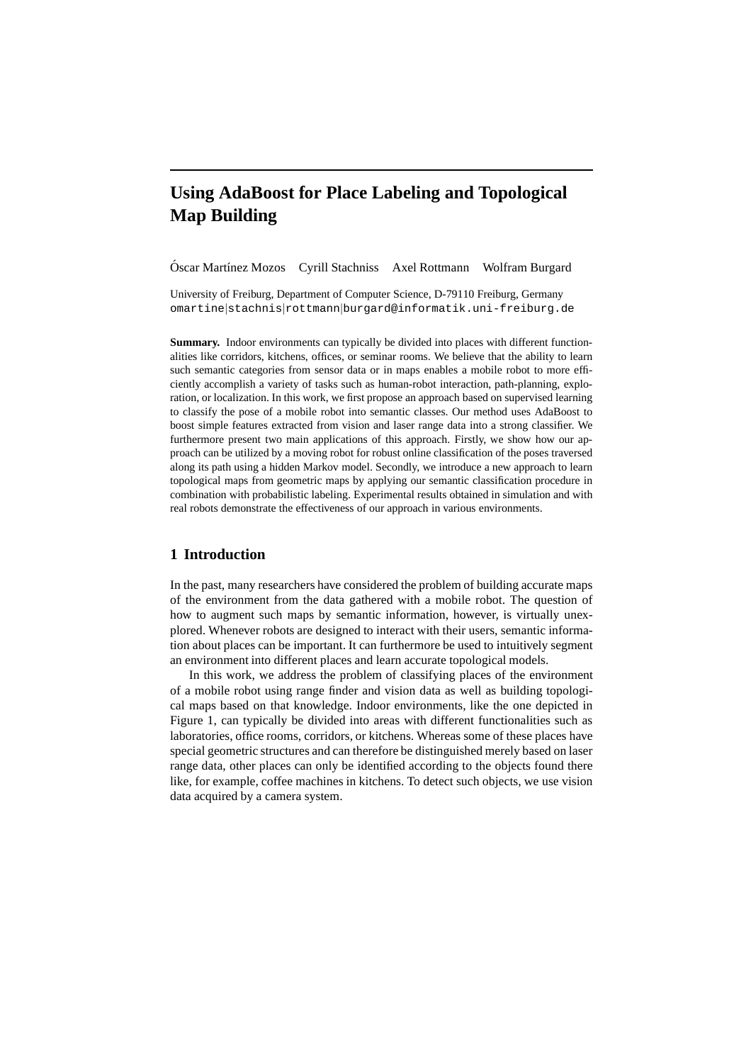# Using AdaBoost for Place Labeling and Topological Map Building

Óscar Martínez Mozos   Cyrill Stachniss   Axel Rottmann   Wolfram Burgard

University of Freiburg, Department of Computer Science, D-79110 Freiburg, Germany
omartine|stachnis|rottmann|burgard@informatik.uni-freiburg.de

**Summary.** Indoor environments can typically be divided into places with different functionalities like corridors, kitchens, offices, or seminar rooms. We believe that the ability to learn such semantic categories from sensor data or in maps enables a mobile robot to more efficiently accomplish a variety of tasks such as human-robot interaction, path-planning, exploration, or localization. In this work, we first propose an approach based on supervised learning to classify the pose of a mobile robot into semantic classes. Our method uses AdaBoost to boost simple features extracted from vision and laser range data into a strong classifier. We furthermore present two main applications of this approach. Firstly, we show how our approach can be utilized by a moving robot for robust online classification of the poses traversed along its path using a hidden Markov model. Secondly, we introduce a new approach to learn topological maps from geometric maps by applying our semantic classification procedure in combination with probabilistic labeling. Experimental results obtained in simulation and with real robots demonstrate the effectiveness of our approach in various environments.

## 1 Introduction

In the past, many researchers have considered the problem of building accurate maps of the environment from the data gathered with a mobile robot. The question of how to augment such maps by semantic information, however, is virtually unexplored. Whenever robots are designed to interact with their users, semantic information about places can be important. It can furthermore be used to intuitively segment an environment into different places and learn accurate topological models.

In this work, we address the problem of classifying places of the environment of a mobile robot using range finder and vision data as well as building topological maps based on that knowledge. Indoor environments, like the one depicted in Figure 1, can typically be divided into areas with different functionalities such as laboratories, office rooms, corridors, or kitchens. Whereas some of these places have special geometric structures and can therefore be distinguished merely based on laser range data, other places can only be identified according to the objects found there like, for example, coffee machines in kitchens. To detect such objects, we use vision data acquired by a camera system.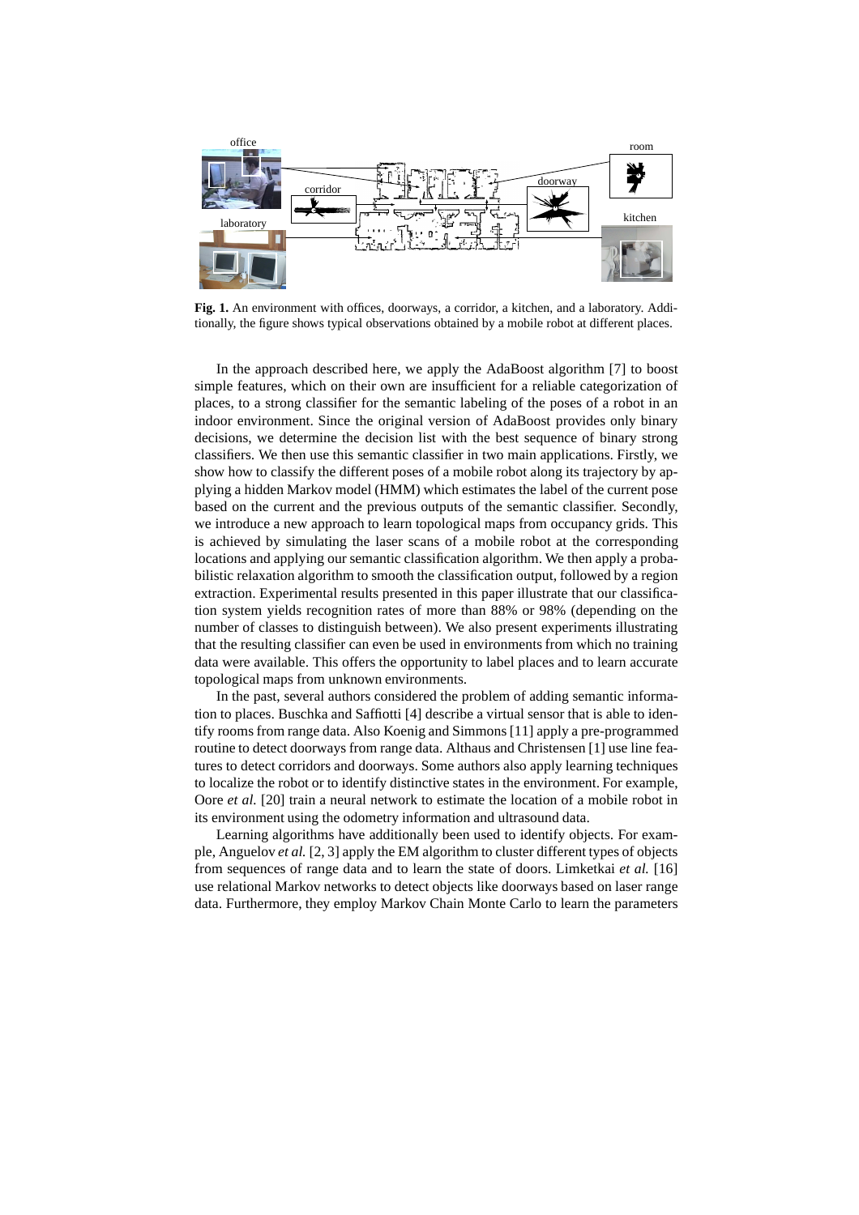**Fig. 1.** An environment with offices, doorways, a corridor, a kitchen, and a laboratory. Additionally, the figure shows typical observations obtained by a mobile robot at different places.

In the approach described here, we apply the AdaBoost algorithm [7] to boost simple features, which on their own are insufficient for a reliable categorization of places, to a strong classifier for the semantic labeling of the poses of a robot in an indoor environment. Since the original version of AdaBoost provides only binary decisions, we determine the decision list with the best sequence of binary strong classifiers. We then use this semantic classifier in two main applications. Firstly, we show how to classify the different poses of a mobile robot along its trajectory by applying a hidden Markov model (HMM) which estimates the label of the current pose based on the current and the previous outputs of the semantic classifier. Secondly, we introduce a new approach to learn topological maps from occupancy grids. This is achieved by simulating the laser scans of a mobile robot at the corresponding locations and applying our semantic classification algorithm. We then apply a probabilistic relaxation algorithm to smooth the classification output, followed by a region extraction. Experimental results presented in this paper illustrate that our classification system yields recognition rates of more than 88% or 98% (depending on the number of classes to distinguish between). We also present experiments illustrating that the resulting classifier can even be used in environments from which no training data were available. This offers the opportunity to label places and to learn accurate topological maps from unknown environments.

In the past, several authors considered the problem of adding semantic information to places. Buschka and Saffiotti [4] describe a virtual sensor that is able to identify rooms from range data. Also Koenig and Simmons [11] apply a pre-programmed routine to detect doorways from range data. Althaus and Christensen [1] use line features to detect corridors and doorways. Some authors also apply learning techniques to localize the robot or to identify distinctive states in the environment. For example, Oore *et al.* [20] train a neural network to estimate the location of a mobile robot in its environment using the odometry information and ultrasound data.

Learning algorithms have additionally been used to identify objects. For example, Anguelov *et al.* [2, 3] apply the EM algorithm to cluster different types of objects from sequences of range data and to learn the state of doors. Limketkai *et al.* [16] use relational Markov networks to detect objects like doorways based on laser range data. Furthermore, they employ Markov Chain Monte Carlo to learn the parameters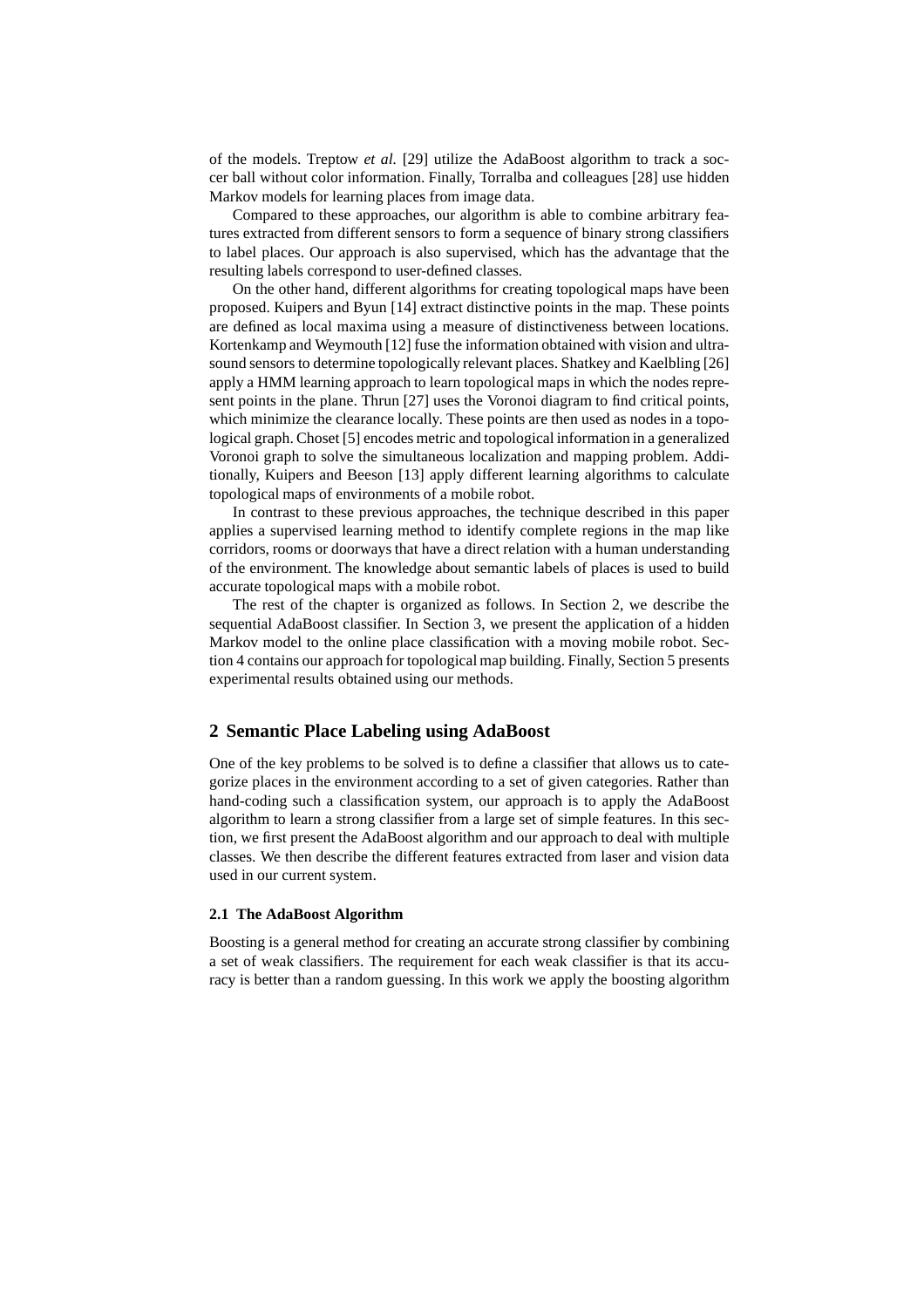of the models. Treptow *et al.* [29] utilize the AdaBoost algorithm to track a soccer ball without color information. Finally, Torralba and colleagues [28] use hidden Markov models for learning places from image data.

Compared to these approaches, our algorithm is able to combine arbitrary features extracted from different sensors to form a sequence of binary strong classifiers to label places. Our approach is also supervised, which has the advantage that the resulting labels correspond to user-defined classes.

On the other hand, different algorithms for creating topological maps have been proposed. Kuipers and Byun [14] extract distinctive points in the map. These points are defined as local maxima using a measure of distinctiveness between locations. Kortenkamp and Weymouth [12] fuse the information obtained with vision and ultrasound sensors to determine topologically relevant places. Shatkey and Kaelbling [26] apply a HMM learning approach to learn topological maps in which the nodes represent points in the plane. Thrun [27] uses the Voronoi diagram to find critical points, which minimize the clearance locally. These points are then used as nodes in a topological graph. Choset [5] encodes metric and topological information in a generalized Voronoi graph to solve the simultaneous localization and mapping problem. Additionally, Kuipers and Beeson [13] apply different learning algorithms to calculate topological maps of environments of a mobile robot.

In contrast to these previous approaches, the technique described in this paper applies a supervised learning method to identify complete regions in the map like corridors, rooms or doorways that have a direct relation with a human understanding of the environment. The knowledge about semantic labels of places is used to build accurate topological maps with a mobile robot.

The rest of the chapter is organized as follows. In Section 2, we describe the sequential AdaBoost classifier. In Section 3, we present the application of a hidden Markov model to the online place classification with a moving mobile robot. Section 4 contains our approach for topological map building. Finally, Section 5 presents experimental results obtained using our methods.

## 2 Semantic Place Labeling using AdaBoost

One of the key problems to be solved is to define a classifier that allows us to categorize places in the environment according to a set of given categories. Rather than hand-coding such a classification system, our approach is to apply the AdaBoost algorithm to learn a strong classifier from a large set of simple features. In this section, we first present the AdaBoost algorithm and our approach to deal with multiple classes. We then describe the different features extracted from laser and vision data used in our current system.

### 2.1 The AdaBoost Algorithm

Boosting is a general method for creating an accurate strong classifier by combining a set of weak classifiers. The requirement for each weak classifier is that its accuracy is better than a random guessing. In this work we apply the boosting algorithm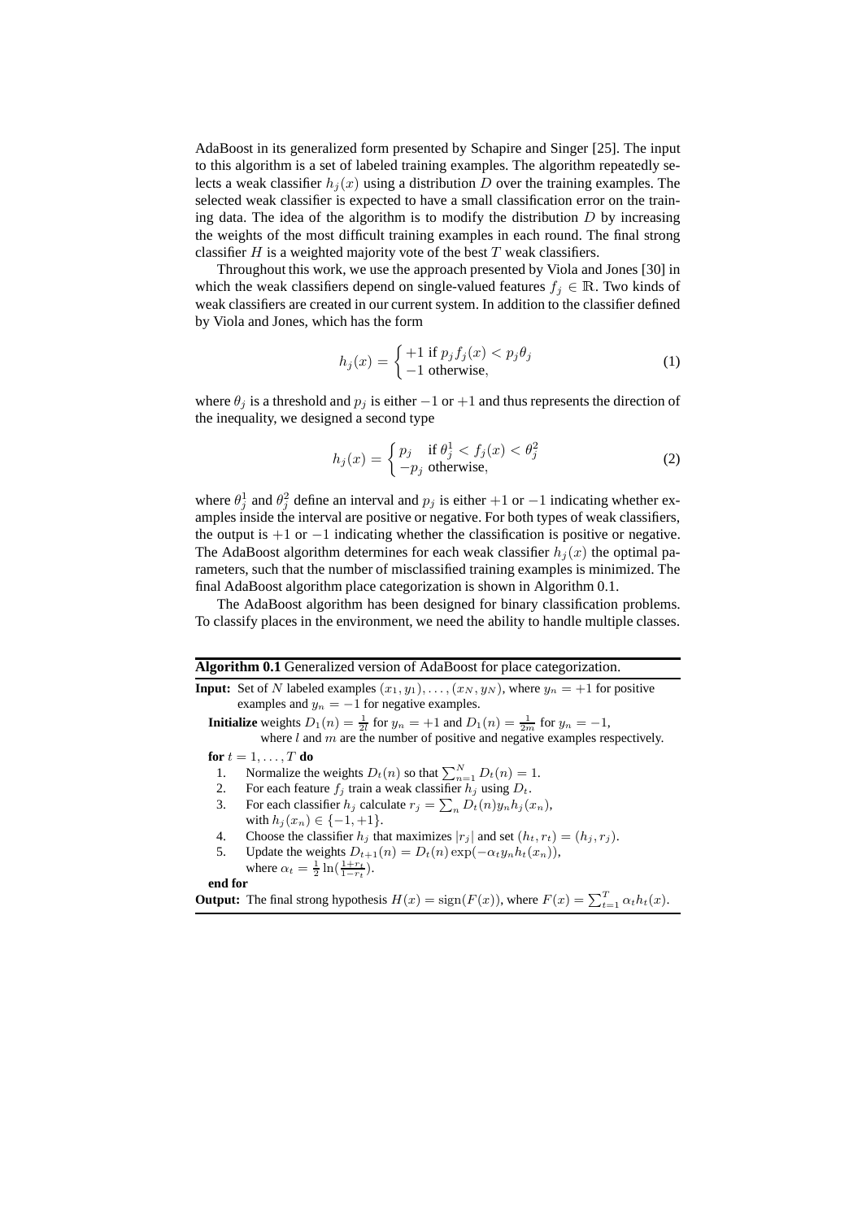AdaBoost in its generalized form presented by Schapire and Singer [25]. The input to this algorithm is a set of labeled training examples. The algorithm repeatedly selects a weak classifier $h_j(x)$ using a distribution $D$ over the training examples. The selected weak classifier is expected to have a small classification error on the training data. The idea of the algorithm is to modify the distribution $D$ by increasing the weights of the most difficult training examples in each round. The final strong classifier $H$ is a weighted majority vote of the best $T$ weak classifiers.

Throughout this work, we use the approach presented by Viola and Jones [30] in which the weak classifiers depend on single-valued features $f_j \in \mathbb{R}$. Two kinds of weak classifiers are created in our current system. In addition to the classifier defined by Viola and Jones, which has the form

$$h_j(x) = \begin{cases} +1 \text{ if } p_j f_j(x) < p_j \theta_j \\ -1 \text{ otherwise,} \end{cases} \tag{1}$$

where $\theta_j$ is a threshold and $p_j$ is either $-1$ or $+1$ and thus represents the direction of the inequality, we designed a second type

$$h_j(x) = \begin{cases} p_j & \text{if } \theta_j^1 < f_j(x) < \theta_j^2 \\ -p_j & \text{otherwise,} \end{cases} \tag{2}$$

where $\theta_j^1$ and $\theta_j^2$ define an interval and $p_j$ is either $+1$ or $-1$ indicating whether examples inside the interval are positive or negative. For both types of weak classifiers, the output is $+1$ or $-1$ indicating whether the classification is positive or negative. The AdaBoost algorithm determines for each weak classifier $h_j(x)$ the optimal parameters, such that the number of misclassified training examples is minimized. The final AdaBoost algorithm place categorization is shown in Algorithm 0.1.

The AdaBoost algorithm has been designed for binary classification problems. To classify places in the environment, we need the ability to handle multiple classes.

---

**Algorithm 0.1** Generalized version of AdaBoost for place categorization.

---

**Input:** Set of $N$ labeled examples $(x_1, y_1), \ldots, (x_N, y_N)$, where $y_n = +1$ for positive examples and $y_n = -1$ for negative examples.

**Initialize** weights $D_1(n) = \frac{1}{2l}$ for $y_n = +1$ and $D_1(n) = \frac{1}{2m}$ for $y_n = -1$, where $l$ and $m$ are the number of positive and negative examples respectively.

**for** $t = 1, \ldots, T$ **do**

1. Normalize the weights $D_t(n)$ so that $\sum_{n=1}^{N} D_t(n) = 1$.
2. For each feature $f_j$ train a weak classifier $h_j$ using $D_t$.
3. For each classifier $h_j$ calculate $r_j = \sum_n D_t(n) y_n h_j(x_n)$, with $h_j(x_n) \in \{-1, +1\}$.
4. Choose the classifier $h_j$ that maximizes $|r_j|$ and set $(h_t, r_t) = (h_j, r_j)$.
5. Update the weights $D_{t+1}(n) = D_t(n) \exp(-\alpha_t y_n h_t(x_n))$, where $\alpha_t = \frac{1}{2} \ln(\frac{1+r_t}{1-r_t})$.

**end for**

**Output:** The final strong hypothesis $H(x) = \text{sign}(F(x))$, where $F(x) = \sum_{t=1}^{T} \alpha_t h_t(x)$.

---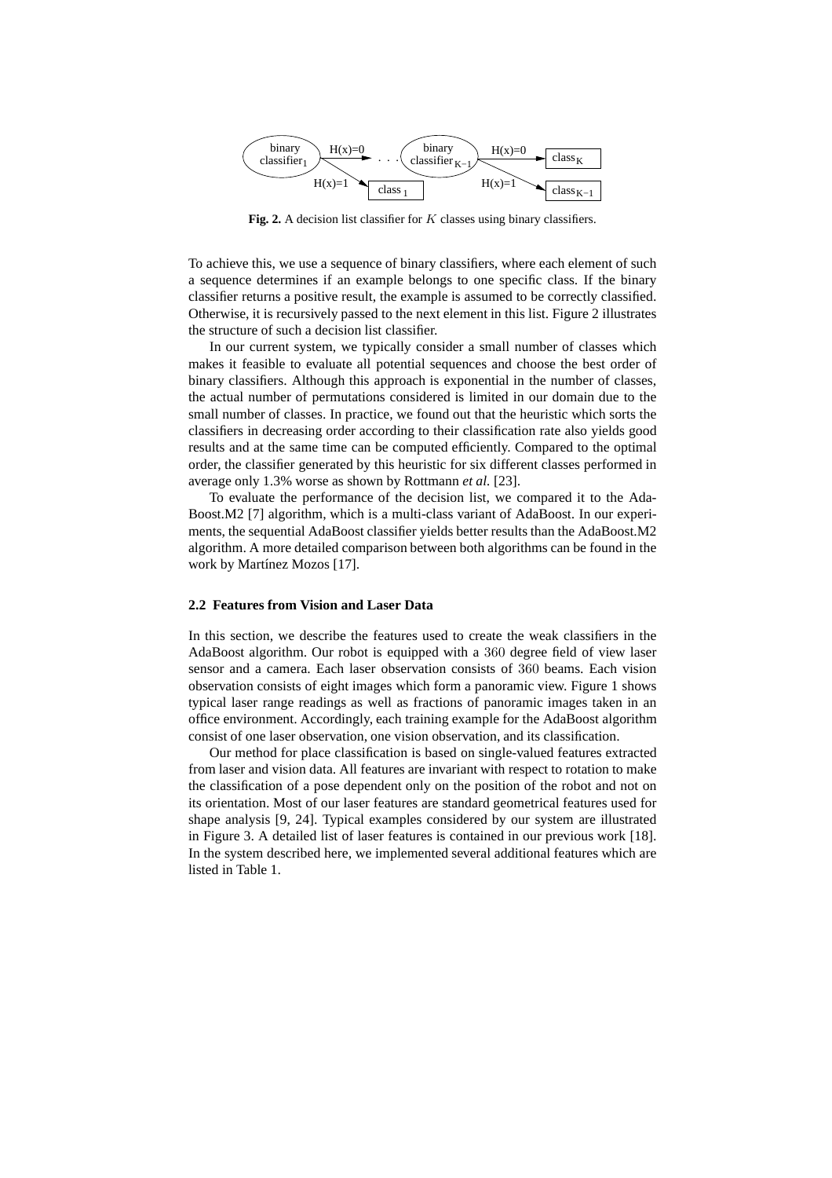**Fig. 2.** A decision list classifier for $K$ classes using binary classifiers.

To achieve this, we use a sequence of binary classifiers, where each element of such a sequence determines if an example belongs to one specific class. If the binary classifier returns a positive result, the example is assumed to be correctly classified. Otherwise, it is recursively passed to the next element in this list. Figure 2 illustrates the structure of such a decision list classifier.

In our current system, we typically consider a small number of classes which makes it feasible to evaluate all potential sequences and choose the best order of binary classifiers. Although this approach is exponential in the number of classes, the actual number of permutations considered is limited in our domain due to the small number of classes. In practice, we found out that the heuristic which sorts the classifiers in decreasing order according to their classification rate also yields good results and at the same time can be computed efficiently. Compared to the optimal order, the classifier generated by this heuristic for six different classes performed in average only 1.3% worse as shown by Rottmann *et al.* [23].

To evaluate the performance of the decision list, we compared it to the AdaBoost.M2 [7] algorithm, which is a multi-class variant of AdaBoost. In our experiments, the sequential AdaBoost classifier yields better results than the AdaBoost.M2 algorithm. A more detailed comparison between both algorithms can be found in the work by Martínez Mozos [17].

### 2.2 Features from Vision and Laser Data

In this section, we describe the features used to create the weak classifiers in the AdaBoost algorithm. Our robot is equipped with a $360$ degree field of view laser sensor and a camera. Each laser observation consists of $360$ beams. Each vision observation consists of eight images which form a panoramic view. Figure 1 shows typical laser range readings as well as fractions of panoramic images taken in an office environment. Accordingly, each training example for the AdaBoost algorithm consist of one laser observation, one vision observation, and its classification.

Our method for place classification is based on single-valued features extracted from laser and vision data. All features are invariant with respect to rotation to make the classification of a pose dependent only on the position of the robot and not on its orientation. Most of our laser features are standard geometrical features used for shape analysis [9, 24]. Typical examples considered by our system are illustrated in Figure 3. A detailed list of laser features is contained in our previous work [18]. In the system described here, we implemented several additional features which are listed in Table 1.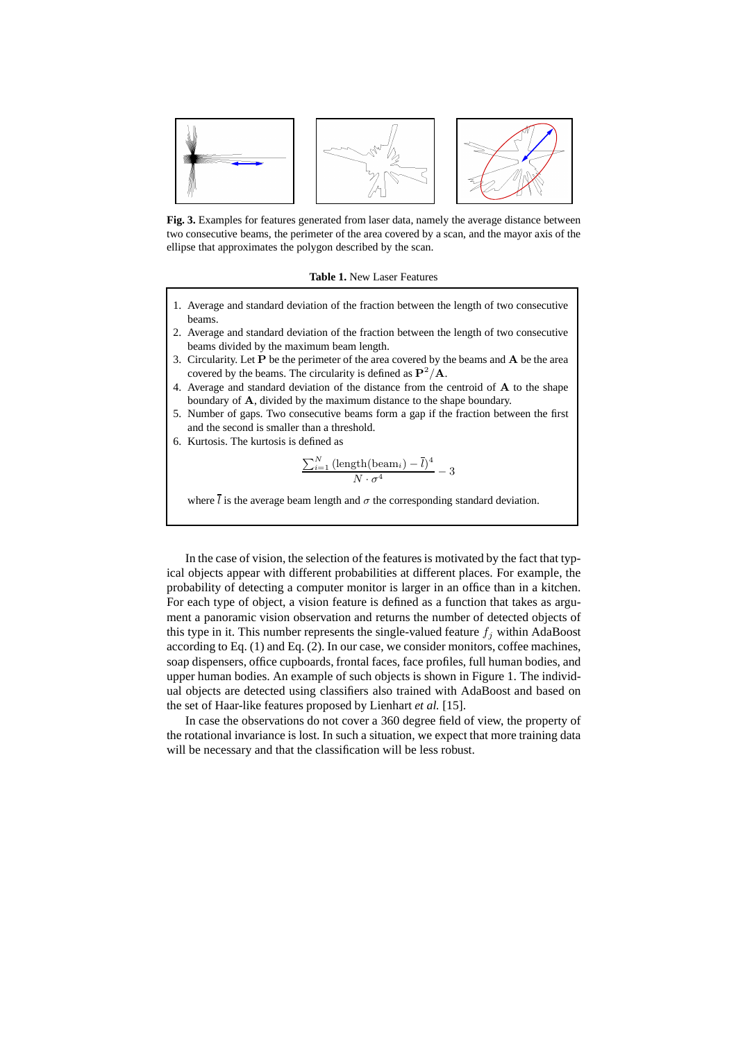**Fig. 3.** Examples for features generated from laser data, namely the average distance between two consecutive beams, the perimeter of the area covered by a scan, and the mayor axis of the ellipse that approximates the polygon described by the scan.

**Table 1.** New Laser Features

1. Average and standard deviation of the fraction between the length of two consecutive beams.
2. Average and standard deviation of the fraction between the length of two consecutive beams divided by the maximum beam length.
3. Circularity. Let $\mathbf{P}$ be the perimeter of the area covered by the beams and $\mathbf{A}$ be the area covered by the beams. The circularity is defined as $\mathbf{P}^2/\mathbf{A}$.
4. Average and standard deviation of the distance from the centroid of $\mathbf{A}$ to the shape boundary of $\mathbf{A}$, divided by the maximum distance to the shape boundary.
5. Number of gaps. Two consecutive beams form a gap if the fraction between the first and the second is smaller than a threshold.
6. Kurtosis. The kurtosis is defined as

$$\frac{\sum_{i=1}^{N}(\text{length}(\text{beam}_i) - \bar{l})^4}{N \cdot \sigma^4} - 3$$

where $\bar{l}$ is the average beam length and $\sigma$ the corresponding standard deviation.

In the case of vision, the selection of the features is motivated by the fact that typical objects appear with different probabilities at different places. For example, the probability of detecting a computer monitor is larger in an office than in a kitchen. For each type of object, a vision feature is defined as a function that takes as argument a panoramic vision observation and returns the number of detected objects of this type in it. This number represents the single-valued feature $f_j$ within AdaBoost according to Eq. (1) and Eq. (2). In our case, we consider monitors, coffee machines, soap dispensers, office cupboards, frontal faces, face profiles, full human bodies, and upper human bodies. An example of such objects is shown in Figure 1. The individual objects are detected using classifiers also trained with AdaBoost and based on the set of Haar-like features proposed by Lienhart *et al.* [15].

In case the observations do not cover a 360 degree field of view, the property of the rotational invariance is lost. In such a situation, we expect that more training data will be necessary and that the classification will be less robust.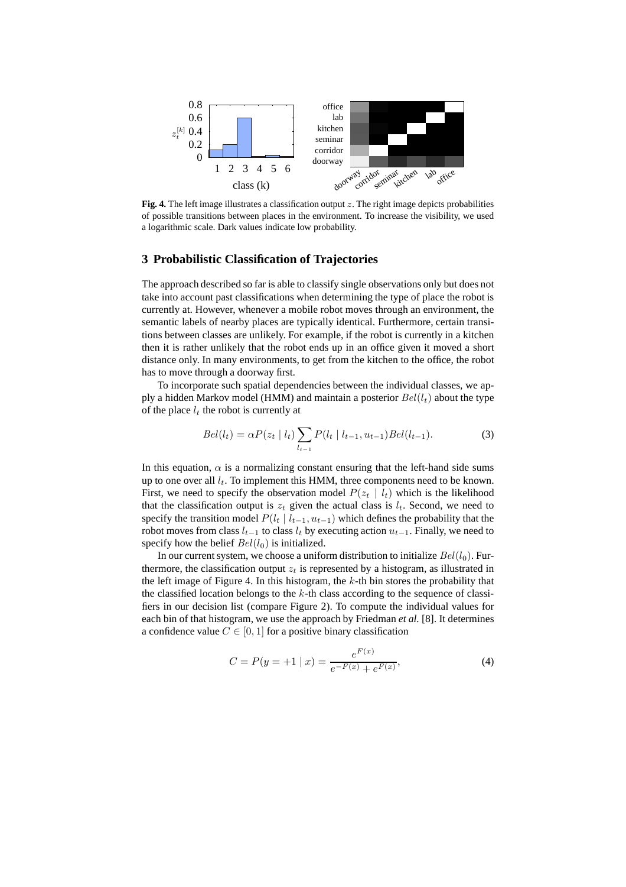**Fig. 4.** The left image illustrates a classification output $z$. The right image depicts probabilities of possible transitions between places in the environment. To increase the visibility, we used a logarithmic scale. Dark values indicate low probability.

## 3 Probabilistic Classification of Trajectories

The approach described so far is able to classify single observations only but does not take into account past classifications when determining the type of place the robot is currently at. However, whenever a mobile robot moves through an environment, the semantic labels of nearby places are typically identical. Furthermore, certain transitions between classes are unlikely. For example, if the robot is currently in a kitchen then it is rather unlikely that the robot ends up in an office given it moved a short distance only. In many environments, to get from the kitchen to the office, the robot has to move through a doorway first.

To incorporate such spatial dependencies between the individual classes, we apply a hidden Markov model (HMM) and maintain a posterior $Bel(l_t)$ about the type of the place $l_t$ the robot is currently at

$$Bel(l_t) = \alpha P(z_t \mid l_t) \sum_{l_{t-1}} P(l_t \mid l_{t-1}, u_{t-1}) Bel(l_{t-1}). \tag{3}$$

In this equation, $\alpha$ is a normalizing constant ensuring that the left-hand side sums up to one over all $l_t$. To implement this HMM, three components need to be known. First, we need to specify the observation model $P(z_t \mid l_t)$ which is the likelihood that the classification output is $z_t$ given the actual class is $l_t$. Second, we need to specify the transition model $P(l_t \mid l_{t-1}, u_{t-1})$ which defines the probability that the robot moves from class $l_{t-1}$ to class $l_t$ by executing action $u_{t-1}$. Finally, we need to specify how the belief $Bel(l_0)$ is initialized.

In our current system, we choose a uniform distribution to initialize $Bel(l_0)$. Furthermore, the classification output $z_t$ is represented by a histogram, as illustrated in the left image of Figure 4. In this histogram, the $k$-th bin stores the probability that the classified location belongs to the $k$-th class according to the sequence of classifiers in our decision list (compare Figure 2). To compute the individual values for each bin of that histogram, we use the approach by Friedman *et al.* [8]. It determines a confidence value $C \in [0, 1]$ for a positive binary classification

$$C = P(y = +1 \mid x) = \frac{e^{F(x)}}{e^{-F(x)} + e^{F(x)}}, \tag{4}$$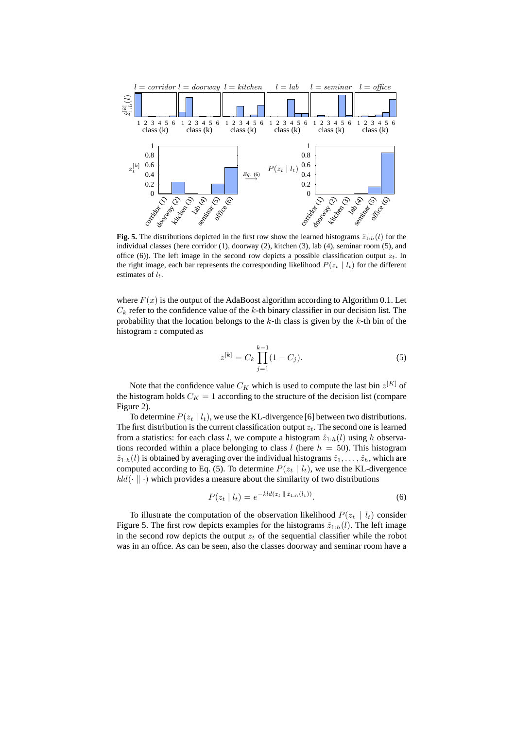**Fig. 5.** The distributions depicted in the first row show the learned histograms $\hat{z}_{1:h}(l)$ for the individual classes (here corridor (1), doorway (2), kitchen (3), lab (4), seminar room (5), and office (6)). The left image in the second row depicts a possible classification output $z_t$. In the right image, each bar represents the corresponding likelihood $P(z_t \mid l_t)$ for the different estimates of $l_t$.

where $F(x)$ is the output of the AdaBoost algorithm according to Algorithm 0.1. Let $C_k$ refer to the confidence value of the $k$-th binary classifier in our decision list. The probability that the location belongs to the $k$-th class is given by the $k$-th bin of the histogram $z$ computed as

$$z^{[k]} = C_k \prod_{j=1}^{k-1} (1 - C_j). \tag{5}$$

Note that the confidence value $C_K$ which is used to compute the last bin $z^{[K]}$ of the histogram holds $C_K = 1$ according to the structure of the decision list (compare Figure 2).

To determine $P(z_t \mid l_t)$, we use the KL-divergence [6] between two distributions. The first distribution is the current classification output $z_t$. The second one is learned from a statistics: for each class $l$, we compute a histogram $\hat{z}_{1:h}(l)$ using $h$ observations recorded within a place belonging to class $l$ (here $h = 50$). This histogram $\hat{z}_{1:h}(l)$ is obtained by averaging over the individual histograms $\hat{z}_1, \ldots, \hat{z}_h$, which are computed according to Eq. (5). To determine $P(z_t \mid l_t)$, we use the KL-divergence $kld(\cdot \parallel \cdot)$ which provides a measure about the similarity of two distributions

$$P(z_t \mid l_t) = e^{-kld(z_t \parallel \hat{z}_{1:h}(l_t))}. \tag{6}$$

To illustrate the computation of the observation likelihood $P(z_t \mid l_t)$ consider Figure 5. The first row depicts examples for the histograms $\hat{z}_{1:h}(l)$. The left image in the second row depicts the output $z_t$ of the sequential classifier while the robot was in an office. As can be seen, also the classes doorway and seminar room have a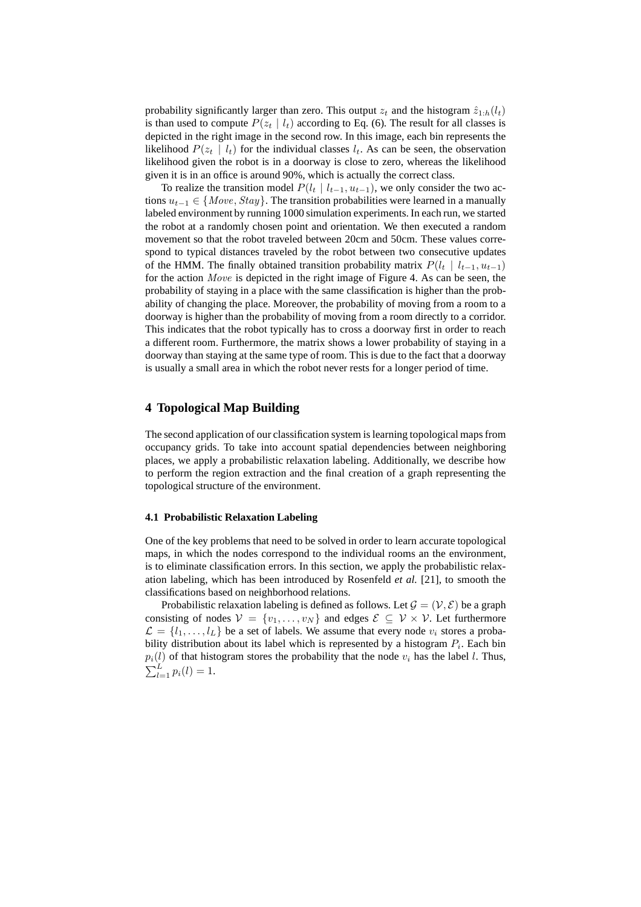probability significantly larger than zero. This output $z_t$ and the histogram $\hat{z}_{1:h}(l_t)$ is than used to compute $P(z_t \mid l_t)$ according to Eq. (6). The result for all classes is depicted in the right image in the second row. In this image, each bin represents the likelihood $P(z_t \mid l_t)$ for the individual classes $l_t$. As can be seen, the observation likelihood given the robot is in a doorway is close to zero, whereas the likelihood given it is in an office is around 90%, which is actually the correct class.

To realize the transition model $P(l_t \mid l_{t-1}, u_{t-1})$, we only consider the two actions $u_{t-1} \in \{Move, Stay\}$. The transition probabilities were learned in a manually labeled environment by running 1000 simulation experiments. In each run, we started the robot at a randomly chosen point and orientation. We then executed a random movement so that the robot traveled between 20cm and 50cm. These values correspond to typical distances traveled by the robot between two consecutive updates of the HMM. The finally obtained transition probability matrix $P(l_t \mid l_{t-1}, u_{t-1})$ for the action $Move$ is depicted in the right image of Figure 4. As can be seen, the probability of staying in a place with the same classification is higher than the probability of changing the place. Moreover, the probability of moving from a room to a doorway is higher than the probability of moving from a room directly to a corridor. This indicates that the robot typically has to cross a doorway first in order to reach a different room. Furthermore, the matrix shows a lower probability of staying in a doorway than staying at the same type of room. This is due to the fact that a doorway is usually a small area in which the robot never rests for a longer period of time.

# 4 Topological Map Building

The second application of our classification system is learning topological maps from occupancy grids. To take into account spatial dependencies between neighboring places, we apply a probabilistic relaxation labeling. Additionally, we describe how to perform the region extraction and the final creation of a graph representing the topological structure of the environment.

## 4.1 Probabilistic Relaxation Labeling

One of the key problems that need to be solved in order to learn accurate topological maps, in which the nodes correspond to the individual rooms an the environment, is to eliminate classification errors. In this section, we apply the probabilistic relaxation labeling, which has been introduced by Rosenfeld *et al.* [21], to smooth the classifications based on neighborhood relations.

Probabilistic relaxation labeling is defined as follows. Let $\mathcal{G} = (\mathcal{V}, \mathcal{E})$ be a graph consisting of nodes $\mathcal{V} = \{v_1, \ldots, v_N\}$ and edges $\mathcal{E} \subseteq \mathcal{V} \times \mathcal{V}$. Let furthermore $\mathcal{L} = \{l_1, \ldots, l_L\}$ be a set of labels. We assume that every node $v_i$ stores a probability distribution about its label which is represented by a histogram $P_i$. Each bin $p_i(l)$ of that histogram stores the probability that the node $v_i$ has the label $l$. Thus, $\sum_{l=1}^{L} p_i(l) = 1$.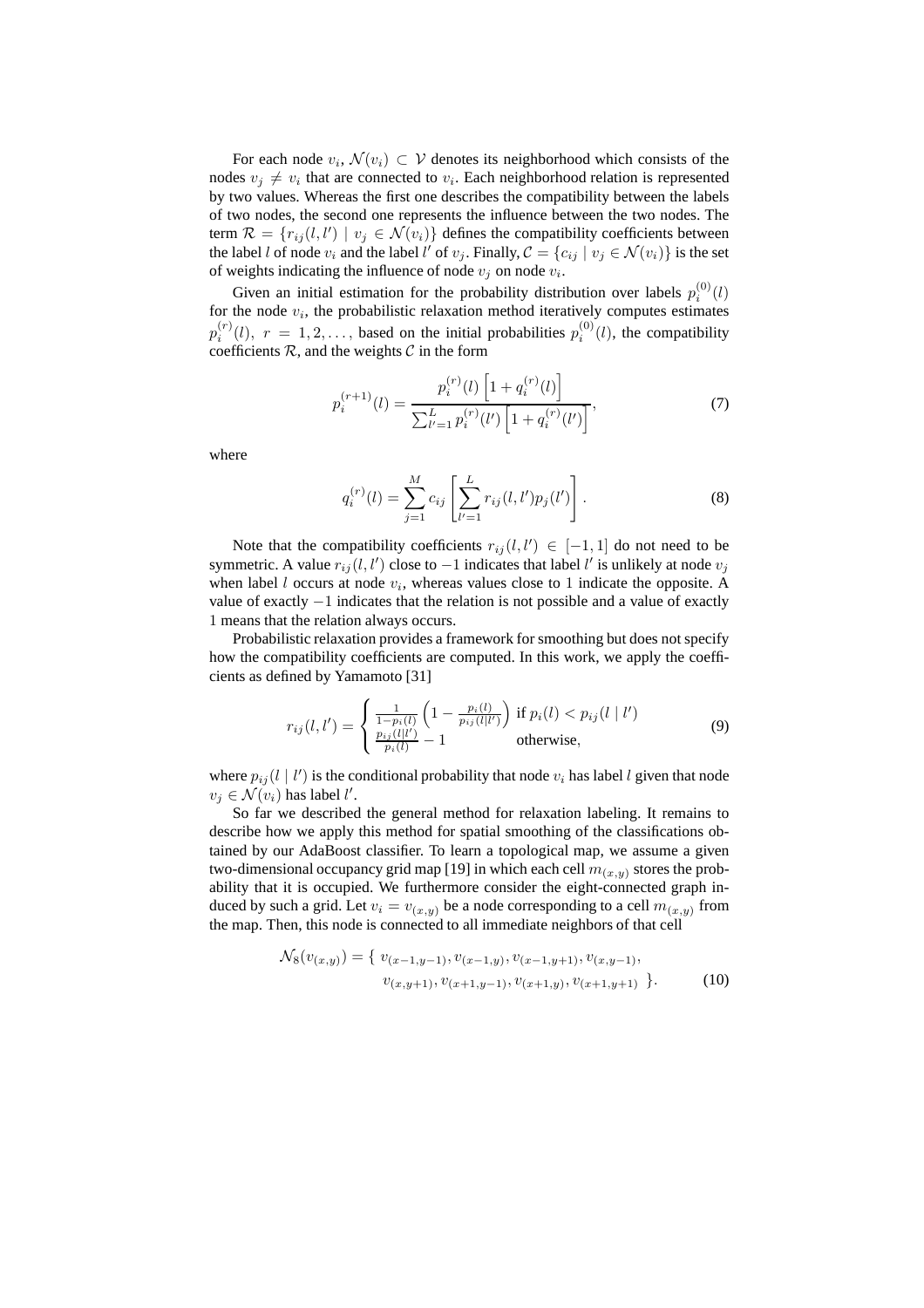For each node $v_i$, $\mathcal{N}(v_i) \subset \mathcal{V}$ denotes its neighborhood which consists of the nodes $v_j \neq v_i$ that are connected to $v_i$. Each neighborhood relation is represented by two values. Whereas the first one describes the compatibility between the labels of two nodes, the second one represents the influence between the two nodes. The term $\mathcal{R} = \{r_{ij}(l, l') \mid v_j \in \mathcal{N}(v_i)\}$ defines the compatibility coefficients between the label $l$ of node $v_i$ and the label $l'$ of $v_j$. Finally, $\mathcal{C} = \{c_{ij} \mid v_j \in \mathcal{N}(v_i)\}$ is the set of weights indicating the influence of node $v_j$ on node $v_i$.

Given an initial estimation for the probability distribution over labels $p_i^{(0)}(l)$ for the node $v_i$, the probabilistic relaxation method iteratively computes estimates $p_i^{(r)}(l),\ r = 1, 2, \ldots$, based on the initial probabilities $p_i^{(0)}(l)$, the compatibility coefficients $\mathcal{R}$, and the weights $\mathcal{C}$ in the form

$$p_i^{(r+1)}(l) = \frac{p_i^{(r)}(l)\left[1 + q_i^{(r)}(l)\right]}{\sum_{l'=1}^{L} p_i^{(r)}(l')\left[1 + q_i^{(r)}(l')\right]}, \tag{7}$$

where

$$q_i^{(r)}(l) = \sum_{j=1}^{M} c_{ij}\left[\sum_{l'=1}^{L} r_{ij}(l, l') p_j(l')\right]. \tag{8}$$

Note that the compatibility coefficients $r_{ij}(l, l') \in [-1, 1]$ do not need to be symmetric. A value $r_{ij}(l, l')$ close to $-1$ indicates that label $l'$ is unlikely at node $v_j$ when label $l$ occurs at node $v_i$, whereas values close to 1 indicate the opposite. A value of exactly $-1$ indicates that the relation is not possible and a value of exactly 1 means that the relation always occurs.

Probabilistic relaxation provides a framework for smoothing but does not specify how the compatibility coefficients are computed. In this work, we apply the coefficients as defined by Yamamoto [31]

$$r_{ij}(l, l') = \begin{cases} \frac{1}{1 - p_i(l)}\left(1 - \frac{p_i(l)}{p_{ij}(l \mid l')}\right) & \text{if } p_i(l) < p_{ij}(l \mid l') \\ \frac{p_{ij}(l \mid l')}{p_i(l)} - 1 & \text{otherwise,} \end{cases} \tag{9}$$

where $p_{ij}(l \mid l')$ is the conditional probability that node $v_i$ has label $l$ given that node $v_j \in \mathcal{N}(v_i)$ has label $l'$.

So far we described the general method for relaxation labeling. It remains to describe how we apply this method for spatial smoothing of the classifications obtained by our AdaBoost classifier. To learn a topological map, we assume a given two-dimensional occupancy grid map [19] in which each cell $m_{(x,y)}$ stores the probability that it is occupied. We furthermore consider the eight-connected graph induced by such a grid. Let $v_i = v_{(x,y)}$ be a node corresponding to a cell $m_{(x,y)}$ from the map. Then, this node is connected to all immediate neighbors of that cell

$$\begin{aligned}\mathcal{N}_8(v_{(x,y)}) = \{\ & v_{(x-1,y-1)}, v_{(x-1,y)}, v_{(x-1,y+1)}, v_{(x,y-1)}, \\ & v_{(x,y+1)}, v_{(x+1,y-1)}, v_{(x+1,y)}, v_{(x+1,y+1)}\ \}.\end{aligned} \tag{10}$$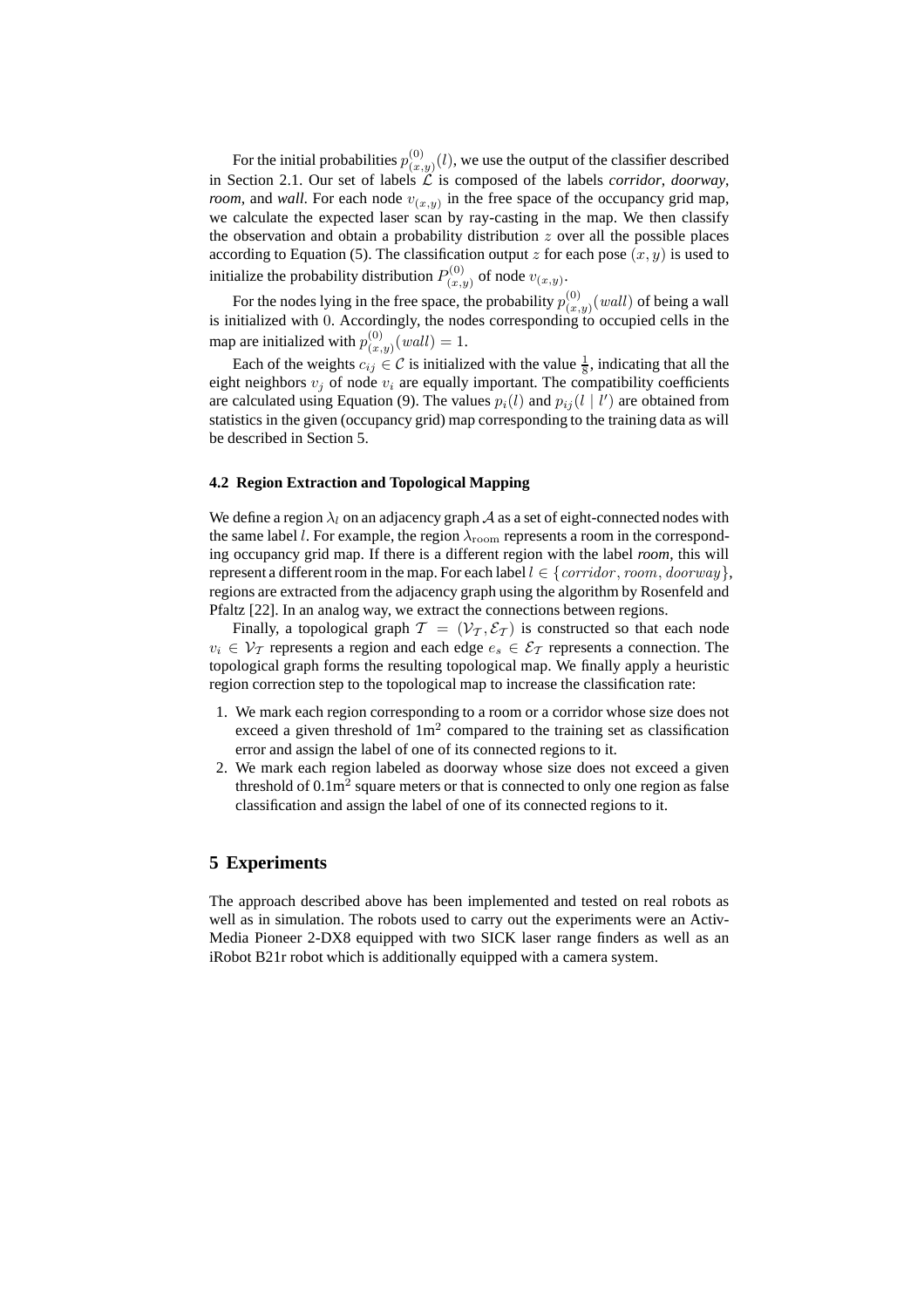For the initial probabilities $p_{(x,y)}^{(0)}(l)$, we use the output of the classifier described in Section 2.1. Our set of labels $\mathcal{L}$ is composed of the labels *corridor*, *doorway*, *room*, and *wall*. For each node $v_{(x,y)}$ in the free space of the occupancy grid map, we calculate the expected laser scan by ray-casting in the map. We then classify the observation and obtain a probability distribution $z$ over all the possible places according to Equation (5). The classification output $z$ for each pose $(x, y)$ is used to initialize the probability distribution $P_{(x,y)}^{(0)}$ of node $v_{(x,y)}$.

For the nodes lying in the free space, the probability $p_{(x,y)}^{(0)}(wall)$ of being a wall is initialized with $0$. Accordingly, the nodes corresponding to occupied cells in the map are initialized with $p_{(x,y)}^{(0)}(wall) = 1$.

Each of the weights $c_{ij} \in \mathcal{C}$ is initialized with the value $\frac{1}{8}$, indicating that all the eight neighbors $v_j$ of node $v_i$ are equally important. The compatibility coefficients are calculated using Equation (9). The values $p_i(l)$ and $p_{ij}(l \mid l')$ are obtained from statistics in the given (occupancy grid) map corresponding to the training data as will be described in Section 5.

### 4.2 Region Extraction and Topological Mapping

We define a region $\lambda_l$ on an adjacency graph $\mathcal{A}$ as a set of eight-connected nodes with the same label $l$. For example, the region $\lambda_{\text{room}}$ represents a room in the corresponding occupancy grid map. If there is a different region with the label *room*, this will represent a different room in the map. For each label $l \in \{corridor, room, doorway\}$, regions are extracted from the adjacency graph using the algorithm by Rosenfeld and Pfaltz [22]. In an analog way, we extract the connections between regions.

Finally, a topological graph $\mathcal{T} = (\mathcal{V}_{\mathcal{T}}, \mathcal{E}_{\mathcal{T}})$ is constructed so that each node $v_i \in \mathcal{V}_{\mathcal{T}}$ represents a region and each edge $e_s \in \mathcal{E}_{\mathcal{T}}$ represents a connection. The topological graph forms the resulting topological map. We finally apply a heuristic region correction step to the topological map to increase the classification rate:

1. We mark each region corresponding to a room or a corridor whose size does not exceed a given threshold of $1\text{m}^2$ compared to the training set as classification error and assign the label of one of its connected regions to it.
2. We mark each region labeled as doorway whose size does not exceed a given threshold of $0.1\text{m}^2$ square meters or that is connected to only one region as false classification and assign the label of one of its connected regions to it.

## 5 Experiments

The approach described above has been implemented and tested on real robots as well as in simulation. The robots used to carry out the experiments were an ActivMedia Pioneer 2-DX8 equipped with two SICK laser range finders as well as an iRobot B21r robot which is additionally equipped with a camera system.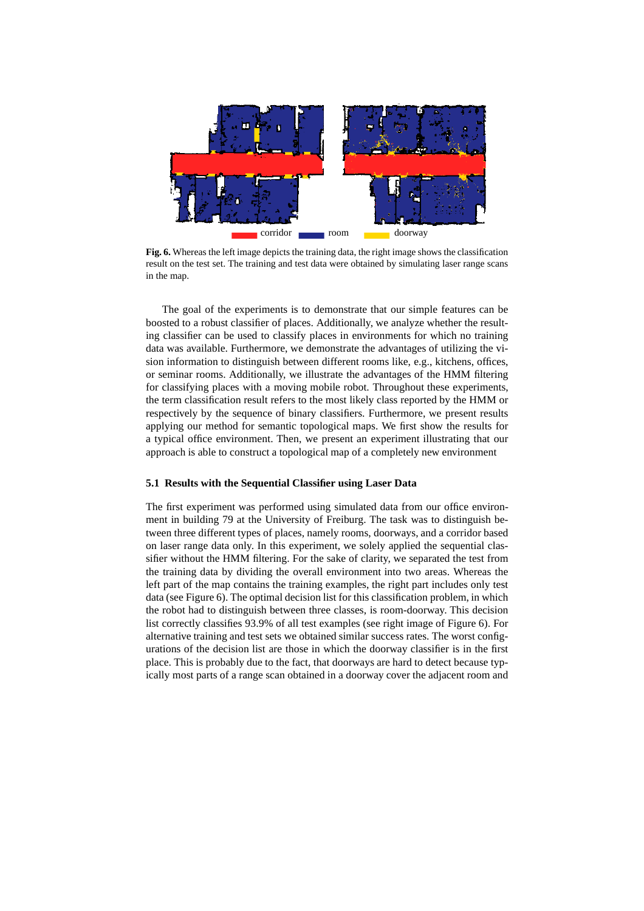corridor room doorway

**Fig. 6.** Whereas the left image depicts the training data, the right image shows the classification result on the test set. The training and test data were obtained by simulating laser range scans in the map.

The goal of the experiments is to demonstrate that our simple features can be boosted to a robust classifier of places. Additionally, we analyze whether the resulting classifier can be used to classify places in environments for which no training data was available. Furthermore, we demonstrate the advantages of utilizing the vision information to distinguish between different rooms like, e.g., kitchens, offices, or seminar rooms. Additionally, we illustrate the advantages of the HMM filtering for classifying places with a moving mobile robot. Throughout these experiments, the term classification result refers to the most likely class reported by the HMM or respectively by the sequence of binary classifiers. Furthermore, we present results applying our method for semantic topological maps. We first show the results for a typical office environment. Then, we present an experiment illustrating that our approach is able to construct a topological map of a completely new environment

### 5.1 Results with the Sequential Classifier using Laser Data

The first experiment was performed using simulated data from our office environment in building 79 at the University of Freiburg. The task was to distinguish between three different types of places, namely rooms, doorways, and a corridor based on laser range data only. In this experiment, we solely applied the sequential classifier without the HMM filtering. For the sake of clarity, we separated the test from the training data by dividing the overall environment into two areas. Whereas the left part of the map contains the training examples, the right part includes only test data (see Figure 6). The optimal decision list for this classification problem, in which the robot had to distinguish between three classes, is room-doorway. This decision list correctly classifies 93.9% of all test examples (see right image of Figure 6). For alternative training and test sets we obtained similar success rates. The worst configurations of the decision list are those in which the doorway classifier is in the first place. This is probably due to the fact, that doorways are hard to detect because typically most parts of a range scan obtained in a doorway cover the adjacent room and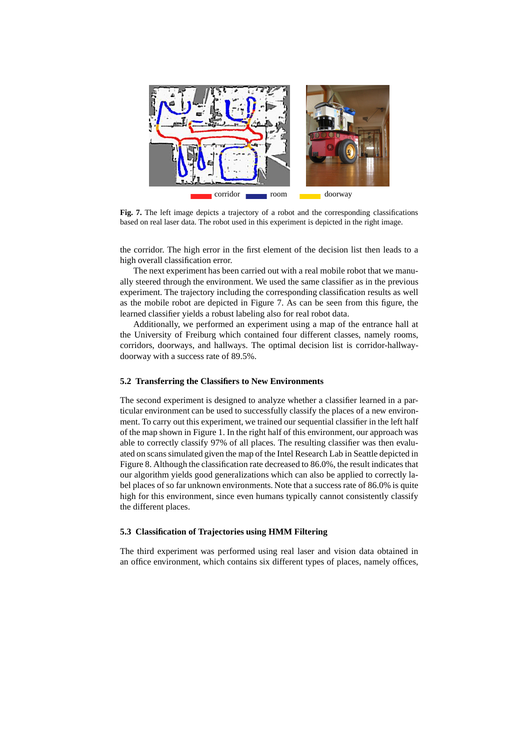corridor room doorway

**Fig. 7.** The left image depicts a trajectory of a robot and the corresponding classifications based on real laser data. The robot used in this experiment is depicted in the right image.

the corridor. The high error in the first element of the decision list then leads to a high overall classification error.

The next experiment has been carried out with a real mobile robot that we manually steered through the environment. We used the same classifier as in the previous experiment. The trajectory including the corresponding classification results as well as the mobile robot are depicted in Figure 7. As can be seen from this figure, the learned classifier yields a robust labeling also for real robot data.

Additionally, we performed an experiment using a map of the entrance hall at the University of Freiburg which contained four different classes, namely rooms, corridors, doorways, and hallways. The optimal decision list is corridor-hallway-doorway with a success rate of 89.5%.

### 5.2 Transferring the Classifiers to New Environments

The second experiment is designed to analyze whether a classifier learned in a particular environment can be used to successfully classify the places of a new environment. To carry out this experiment, we trained our sequential classifier in the left half of the map shown in Figure 1. In the right half of this environment, our approach was able to correctly classify 97% of all places. The resulting classifier was then evaluated on scans simulated given the map of the Intel Research Lab in Seattle depicted in Figure 8. Although the classification rate decreased to 86.0%, the result indicates that our algorithm yields good generalizations which can also be applied to correctly label places of so far unknown environments. Note that a success rate of 86.0% is quite high for this environment, since even humans typically cannot consistently classify the different places.

### 5.3 Classification of Trajectories using HMM Filtering

The third experiment was performed using real laser and vision data obtained in an office environment, which contains six different types of places, namely offices,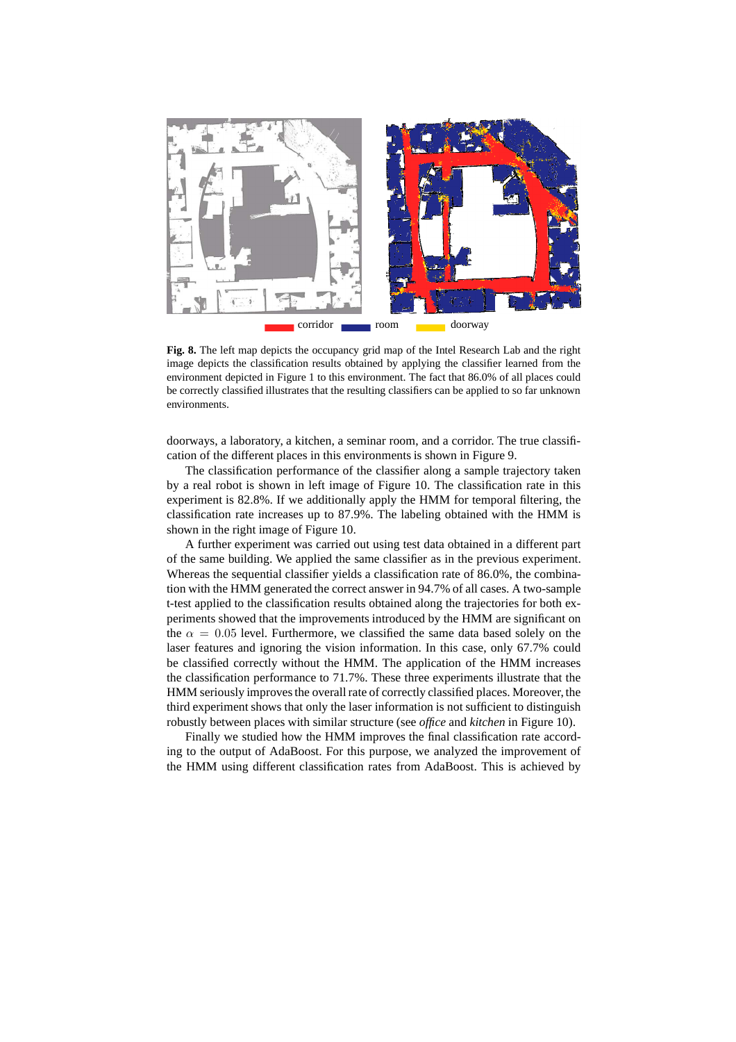corridor room doorway

**Fig. 8.** The left map depicts the occupancy grid map of the Intel Research Lab and the right image depicts the classification results obtained by applying the classifier learned from the environment depicted in Figure 1 to this environment. The fact that 86.0% of all places could be correctly classified illustrates that the resulting classifiers can be applied to so far unknown environments.

doorways, a laboratory, a kitchen, a seminar room, and a corridor. The true classification of the different places in this environments is shown in Figure 9.

The classification performance of the classifier along a sample trajectory taken by a real robot is shown in left image of Figure 10. The classification rate in this experiment is 82.8%. If we additionally apply the HMM for temporal filtering, the classification rate increases up to 87.9%. The labeling obtained with the HMM is shown in the right image of Figure 10.

A further experiment was carried out using test data obtained in a different part of the same building. We applied the same classifier as in the previous experiment. Whereas the sequential classifier yields a classification rate of 86.0%, the combination with the HMM generated the correct answer in 94.7% of all cases. A two-sample t-test applied to the classification results obtained along the trajectories for both experiments showed that the improvements introduced by the HMM are significant on the $\alpha = 0.05$ level. Furthermore, we classified the same data based solely on the laser features and ignoring the vision information. In this case, only 67.7% could be classified correctly without the HMM. The application of the HMM increases the classification performance to 71.7%. These three experiments illustrate that the HMM seriously improves the overall rate of correctly classified places. Moreover, the third experiment shows that only the laser information is not sufficient to distinguish robustly between places with similar structure (see *office* and *kitchen* in Figure 10).

Finally we studied how the HMM improves the final classification rate according to the output of AdaBoost. For this purpose, we analyzed the improvement of the HMM using different classification rates from AdaBoost. This is achieved by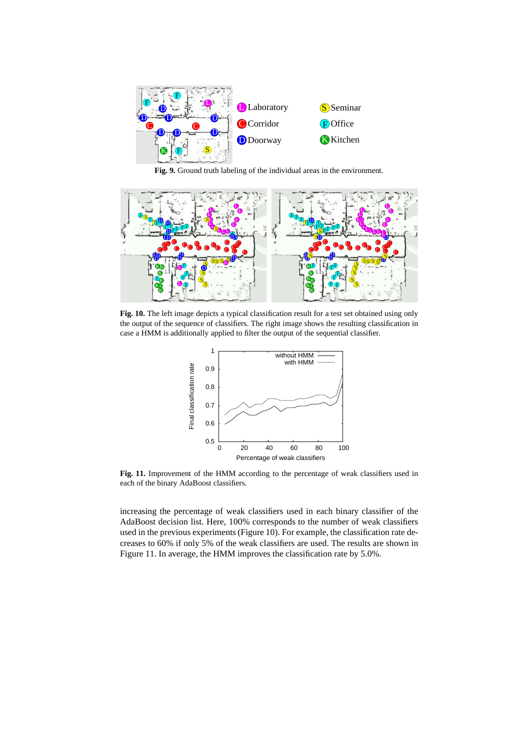**Fig. 9.** Ground truth labeling of the individual areas in the environment.

**Fig. 10.** The left image depicts a typical classification result for a test set obtained using only the output of the sequence of classifiers. The right image shows the resulting classification in case a HMM is additionally applied to filter the output of the sequential classifier.

**Fig. 11.** Improvement of the HMM according to the percentage of weak classifiers used in each of the binary AdaBoost classifiers.

increasing the percentage of weak classifiers used in each binary classifier of the AdaBoost decision list. Here, 100% corresponds to the number of weak classifiers used in the previous experiments (Figure 10). For example, the classification rate decreases to 60% if only 5% of the weak classifiers are used. The results are shown in Figure 11. In average, the HMM improves the classification rate by 5.0%.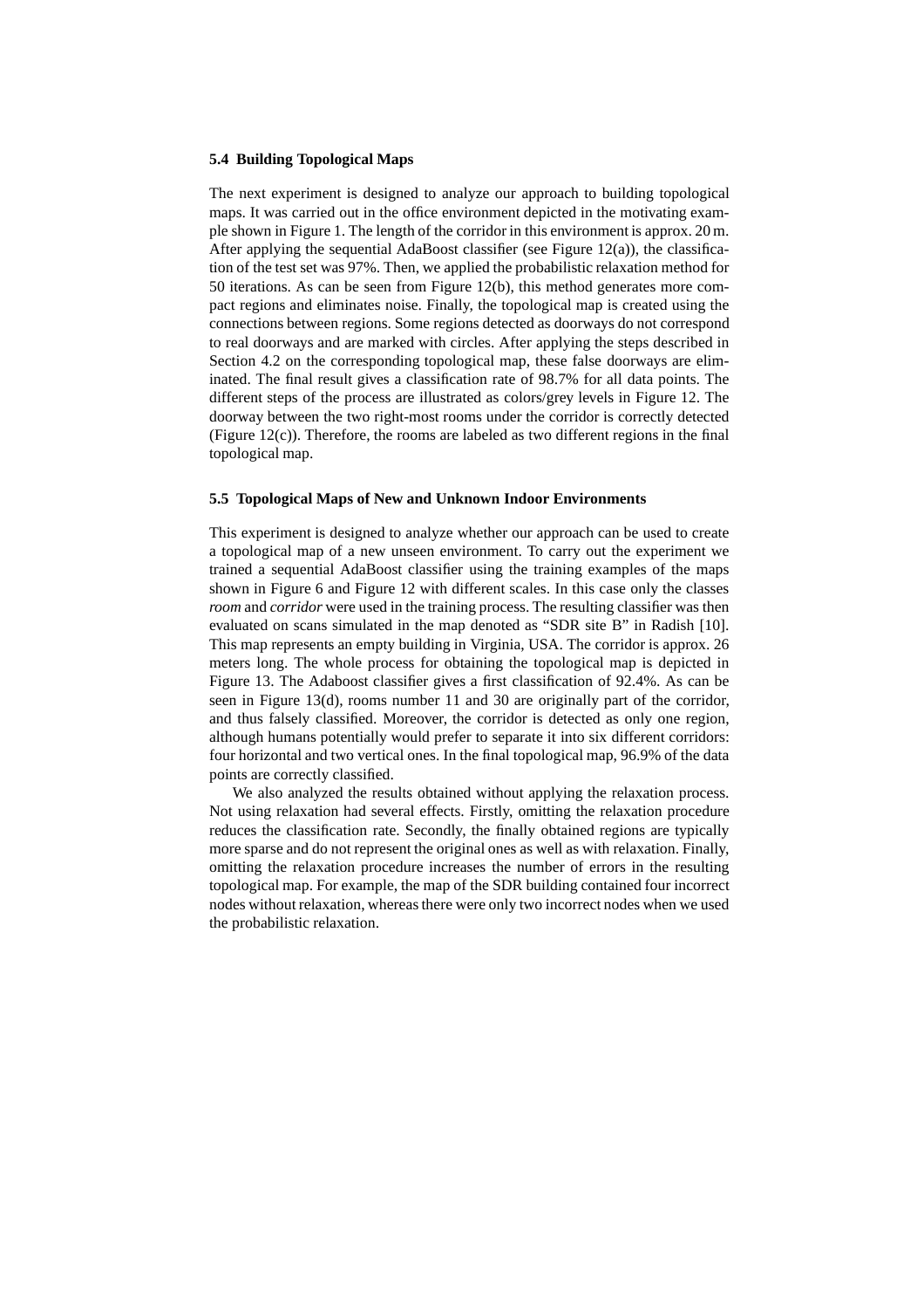### 5.4 Building Topological Maps

The next experiment is designed to analyze our approach to building topological maps. It was carried out in the office environment depicted in the motivating example shown in Figure 1. The length of the corridor in this environment is approx. 20 m. After applying the sequential AdaBoost classifier (see Figure 12(a)), the classification of the test set was 97%. Then, we applied the probabilistic relaxation method for 50 iterations. As can be seen from Figure 12(b), this method generates more compact regions and eliminates noise. Finally, the topological map is created using the connections between regions. Some regions detected as doorways do not correspond to real doorways and are marked with circles. After applying the steps described in Section 4.2 on the corresponding topological map, these false doorways are eliminated. The final result gives a classification rate of 98.7% for all data points. The different steps of the process are illustrated as colors/grey levels in Figure 12. The doorway between the two right-most rooms under the corridor is correctly detected (Figure 12(c)). Therefore, the rooms are labeled as two different regions in the final topological map.

### 5.5 Topological Maps of New and Unknown Indoor Environments

This experiment is designed to analyze whether our approach can be used to create a topological map of a new unseen environment. To carry out the experiment we trained a sequential AdaBoost classifier using the training examples of the maps shown in Figure 6 and Figure 12 with different scales. In this case only the classes *room* and *corridor* were used in the training process. The resulting classifier was then evaluated on scans simulated in the map denoted as "SDR site B" in Radish [10]. This map represents an empty building in Virginia, USA. The corridor is approx. 26 meters long. The whole process for obtaining the topological map is depicted in Figure 13. The Adaboost classifier gives a first classification of 92.4%. As can be seen in Figure 13(d), rooms number 11 and 30 are originally part of the corridor, and thus falsely classified. Moreover, the corridor is detected as only one region, although humans potentially would prefer to separate it into six different corridors: four horizontal and two vertical ones. In the final topological map, 96.9% of the data points are correctly classified.

We also analyzed the results obtained without applying the relaxation process. Not using relaxation had several effects. Firstly, omitting the relaxation procedure reduces the classification rate. Secondly, the finally obtained regions are typically more sparse and do not represent the original ones as well as with relaxation. Finally, omitting the relaxation procedure increases the number of errors in the resulting topological map. For example, the map of the SDR building contained four incorrect nodes without relaxation, whereas there were only two incorrect nodes when we used the probabilistic relaxation.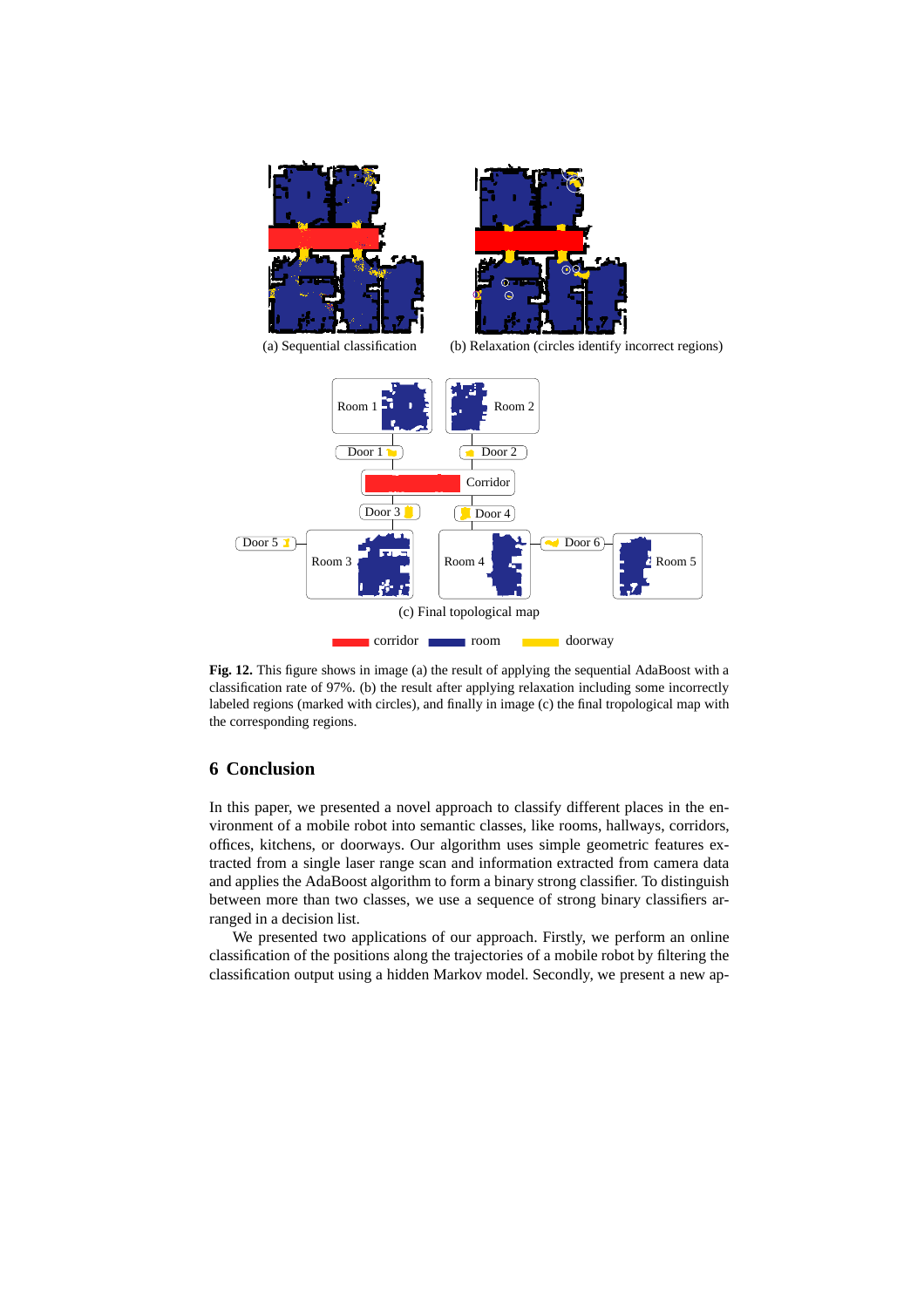**Fig. 12.** This figure shows in image (a) the result of applying the sequential AdaBoost with a classification rate of 97%. (b) the result after applying relaxation including some incorrectly labeled regions (marked with circles), and finally in image (c) the final tropological map with the corresponding regions.

## 6 Conclusion

In this paper, we presented a novel approach to classify different places in the environment of a mobile robot into semantic classes, like rooms, hallways, corridors, offices, kitchens, or doorways. Our algorithm uses simple geometric features extracted from a single laser range scan and information extracted from camera data and applies the AdaBoost algorithm to form a binary strong classifier. To distinguish between more than two classes, we use a sequence of strong binary classifiers arranged in a decision list.

We presented two applications of our approach. Firstly, we perform an online classification of the positions along the trajectories of a mobile robot by filtering the classification output using a hidden Markov model. Secondly, we present a new ap-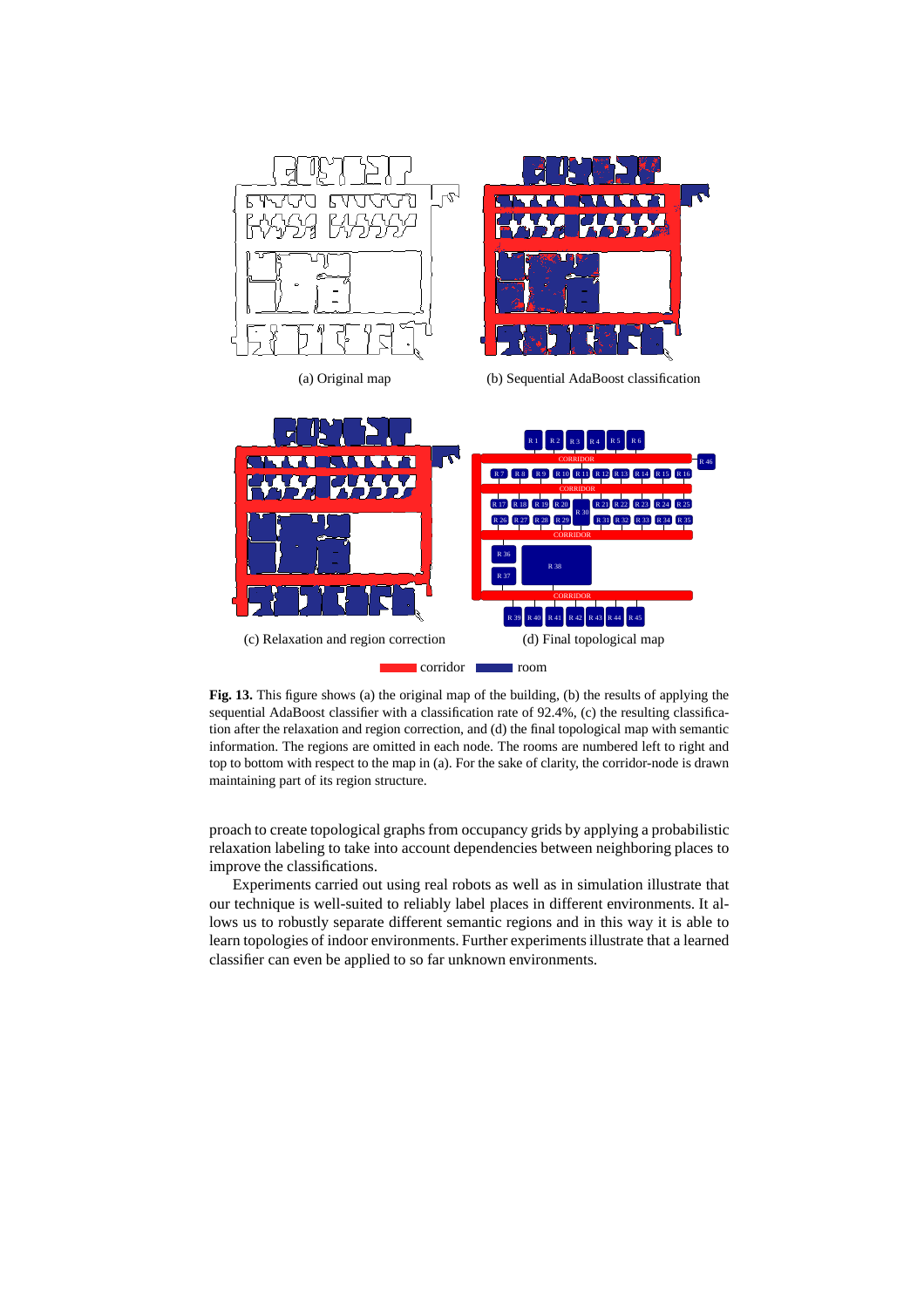(a) Original map

(b) Sequential AdaBoost classification

(c) Relaxation and region correction

(d) Final topological map

corridor room

**Fig. 13.** This figure shows (a) the original map of the building, (b) the results of applying the sequential AdaBoost classifier with a classification rate of 92.4%, (c) the resulting classification after the relaxation and region correction, and (d) the final topological map with semantic information. The regions are omitted in each node. The rooms are numbered left to right and top to bottom with respect to the map in (a). For the sake of clarity, the corridor-node is drawn maintaining part of its region structure.

proach to create topological graphs from occupancy grids by applying a probabilistic relaxation labeling to take into account dependencies between neighboring places to improve the classifications.

Experiments carried out using real robots as well as in simulation illustrate that our technique is well-suited to reliably label places in different environments. It allows us to robustly separate different semantic regions and in this way it is able to learn topologies of indoor environments. Further experiments illustrate that a learned classifier can even be applied to so far unknown environments.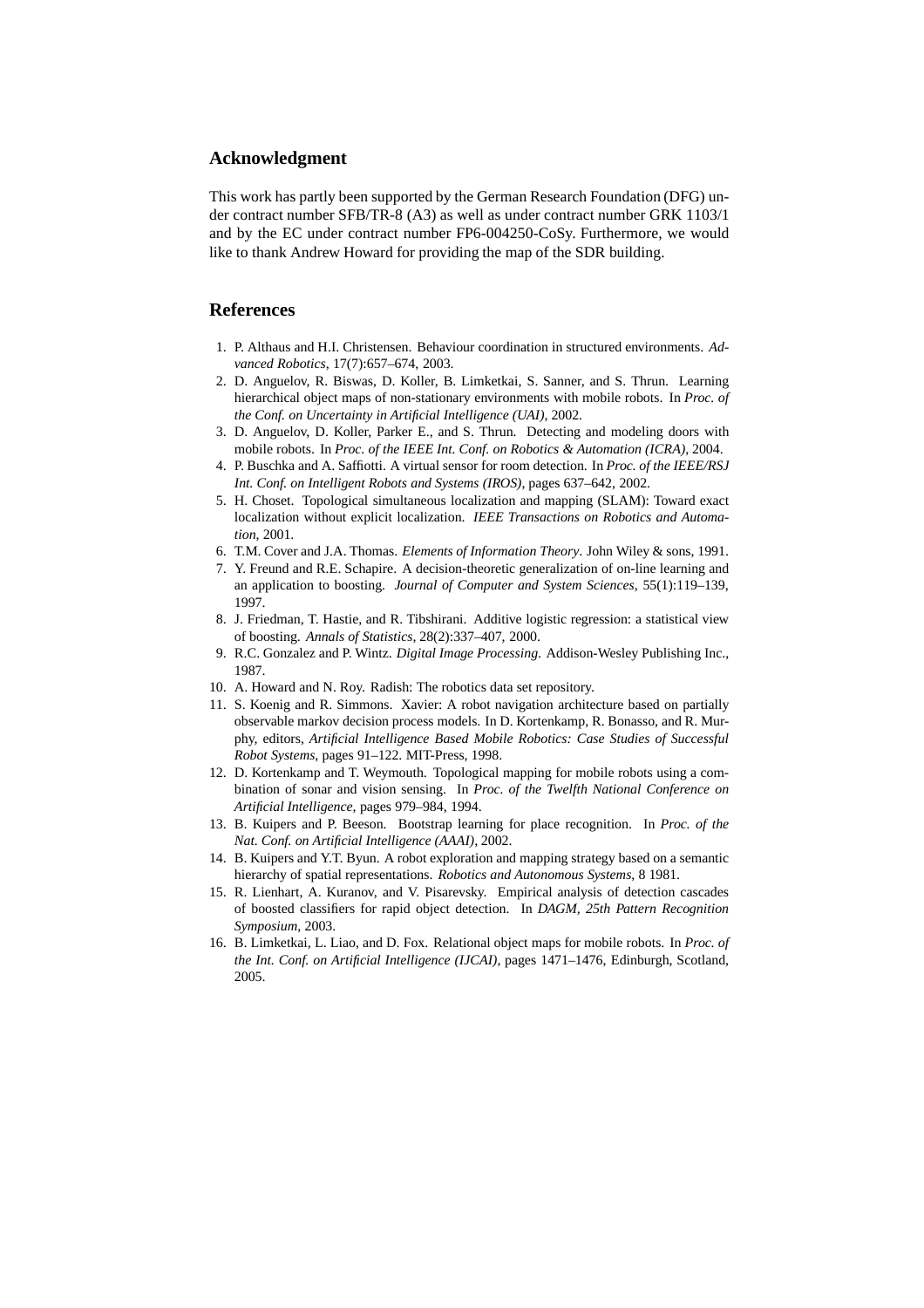## Acknowledgment

This work has partly been supported by the German Research Foundation (DFG) under contract number SFB/TR-8 (A3) as well as under contract number GRK 1103/1 and by the EC under contract number FP6-004250-CoSy. Furthermore, we would like to thank Andrew Howard for providing the map of the SDR building.

## References

1. P. Althaus and H.I. Christensen. Behaviour coordination in structured environments. *Advanced Robotics*, 17(7):657–674, 2003.
2. D. Anguelov, R. Biswas, D. Koller, B. Limketkai, S. Sanner, and S. Thrun. Learning hierarchical object maps of non-stationary environments with mobile robots. In *Proc. of the Conf. on Uncertainty in Artificial Intelligence (UAI)*, 2002.
3. D. Anguelov, D. Koller, Parker E., and S. Thrun. Detecting and modeling doors with mobile robots. In *Proc. of the IEEE Int. Conf. on Robotics & Automation (ICRA)*, 2004.
4. P. Buschka and A. Saffiotti. A virtual sensor for room detection. In *Proc. of the IEEE/RSJ Int. Conf. on Intelligent Robots and Systems (IROS)*, pages 637–642, 2002.
5. H. Choset. Topological simultaneous localization and mapping (SLAM): Toward exact localization without explicit localization. *IEEE Transactions on Robotics and Automation*, 2001.
6. T.M. Cover and J.A. Thomas. *Elements of Information Theory*. John Wiley & sons, 1991.
7. Y. Freund and R.E. Schapire. A decision-theoretic generalization of on-line learning and an application to boosting. *Journal of Computer and System Sciences*, 55(1):119–139, 1997.
8. J. Friedman, T. Hastie, and R. Tibshirani. Additive logistic regression: a statistical view of boosting. *Annals of Statistics*, 28(2):337–407, 2000.
9. R.C. Gonzalez and P. Wintz. *Digital Image Processing*. Addison-Wesley Publishing Inc., 1987.
10. A. Howard and N. Roy. Radish: The robotics data set repository.
11. S. Koenig and R. Simmons. Xavier: A robot navigation architecture based on partially observable markov decision process models. In D. Kortenkamp, R. Bonasso, and R. Murphy, editors, *Artificial Intelligence Based Mobile Robotics: Case Studies of Successful Robot Systems*, pages 91–122. MIT-Press, 1998.
12. D. Kortenkamp and T. Weymouth. Topological mapping for mobile robots using a combination of sonar and vision sensing. In *Proc. of the Twelfth National Conference on Artificial Intelligence*, pages 979–984, 1994.
13. B. Kuipers and P. Beeson. Bootstrap learning for place recognition. In *Proc. of the Nat. Conf. on Artificial Intelligence (AAAI)*, 2002.
14. B. Kuipers and Y.T. Byun. A robot exploration and mapping strategy based on a semantic hierarchy of spatial representations. *Robotics and Autonomous Systems*, 8 1981.
15. R. Lienhart, A. Kuranov, and V. Pisarevsky. Empirical analysis of detection cascades of boosted classifiers for rapid object detection. In *DAGM, 25th Pattern Recognition Symposium*, 2003.
16. B. Limketkai, L. Liao, and D. Fox. Relational object maps for mobile robots. In *Proc. of the Int. Conf. on Artificial Intelligence (IJCAI)*, pages 1471–1476, Edinburgh, Scotland, 2005.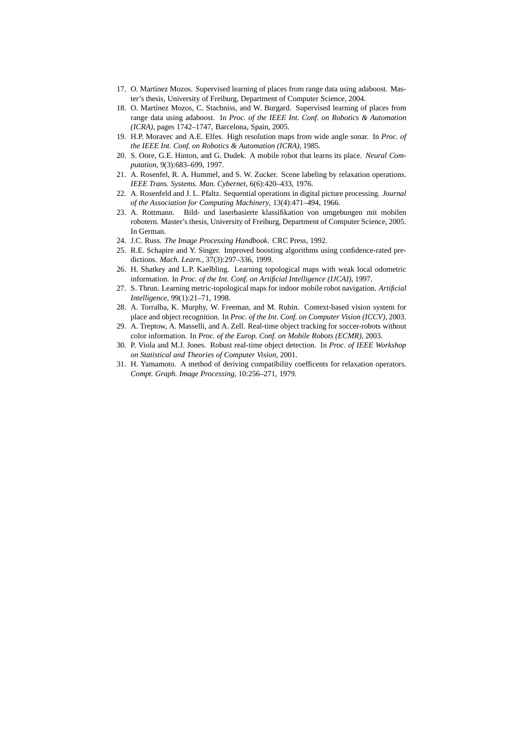17. O. Martínez Mozos. Supervised learning of places from range data using adaboost. Master's thesis, University of Freiburg, Department of Computer Science, 2004.
18. O. Martínez Mozos, C. Stachniss, and W. Burgard. Supervised learning of places from range data using adaboost. In *Proc. of the IEEE Int. Conf. on Robotics & Automation (ICRA)*, pages 1742–1747, Barcelona, Spain, 2005.
19. H.P. Moravec and A.E. Elfes. High resolution maps from wide angle sonar. In *Proc. of the IEEE Int. Conf. on Robotics & Automation (ICRA)*, 1985.
20. S. Oore, G.E. Hinton, and G. Dudek. A mobile robot that learns its place. *Neural Computation*, 9(3):683–699, 1997.
21. A. Rosenfel, R. A. Hummel, and S. W. Zucker. Scene labeling by relaxation operations. *IEEE Trans. Systems. Man. Cybernet*, 6(6):420–433, 1976.
22. A. Rosenfeld and J. L. Pfaltz. Sequential operations in digital picture processing. *Journal of the Association for Computing Machinery*, 13(4):471–494, 1966.
23. A. Rottmann. Bild- und laserbasierte klassifikation von umgebungen mit mobilen robotern. Master's thesis, University of Freiburg, Department of Computer Science, 2005. In German.
24. J.C. Russ. *The Image Processing Handbook*. CRC Press, 1992.
25. R.E. Schapire and Y. Singer. Improved boosting algorithms using confidence-rated predictions. *Mach. Learn.*, 37(3):297–336, 1999.
26. H. Shatkey and L.P. Kaelbling. Learning topological maps with weak local odometric information. In *Proc. of the Int. Conf. on Artificial Intelligence (IJCAI)*, 1997.
27. S. Thrun. Learning metric-topological maps for indoor mobile robot navigation. *Artificial Intelligence*, 99(1):21–71, 1998.
28. A. Torralba, K. Murphy, W. Freeman, and M. Rubin. Context-based vision system for place and object recognition. In *Proc. of the Int. Conf. on Computer Vision (ICCV)*, 2003.
29. A. Treptow, A. Masselli, and A. Zell. Real-time object tracking for soccer-robots without color information. In *Proc. of the Europ. Conf. on Mobile Robots (ECMR)*, 2003.
30. P. Viola and M.J. Jones. Robust real-time object detection. In *Proc. of IEEE Workshop on Statistical and Theories of Computer Vision*, 2001.
31. H. Yamamoto. A method of deriving compatibility coefficents for relaxation operators. *Compt. Graph. Image Processing*, 10:256–271, 1979.